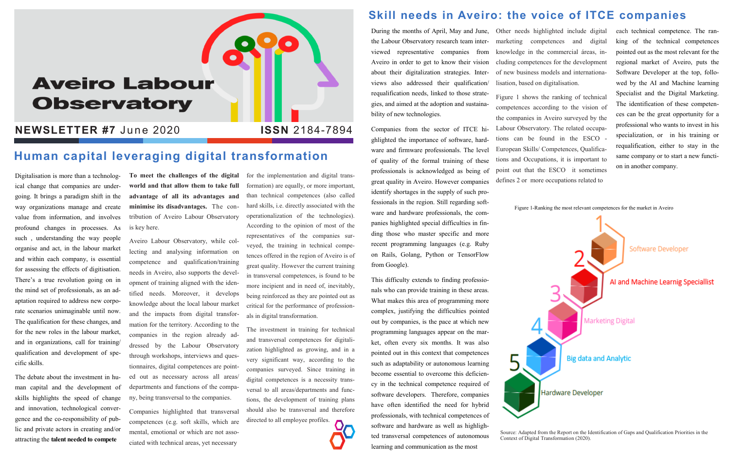# Aveiro Labour Observatory

**NEWSLETTER #7** June 2020 **ISSN** 2184-7894

## Human capital leveraging digital transformation

Digitalisation is more than a technological change that companies are undergoing. It brings a paradigm shift in the way organizations manage and create value from information, and involves profound changes in processes. As such , understanding the way people organise and act, in the labour market and within each company, is essential for assessing the effects of digitisation. There's a true revolution going on in the mind set of professionals, as an adaptation required to address new corporate scenarios unimaginable until now. The qualification for these changes, and for the new roles in the labour market, and in organizations, call for training/ qualification and development of specific skills.

The debate about the investment in human capital and the development of skills highlights the speed of change and innovation, technological convergence and the co-responsibility of public and private actors in creating and/or attracting the **talent needed to compete** **To meet the challenges of the digital world and that allow them to take full advantage of all its advantages and minimise its disadvantages.** The contribution of Aveiro Labour Observatory is key here.

Aveiro Labour Observatory, while collecting and analysing information on competence and qualification/training needs in Aveiro, also supports the development of training aligned with the identified needs. Moreover, it develops knowledge about the local labour market and the impacts from digital transformation for the territory. According to the companies in the region already addressed by the Labour Observatory through workshops, interviews and questionnaires, digital competences are pointed out as necessary across all areas/ departments and functions of the company, being transversal to the companies.

Companies highlighted that transversal competences (e.g. soft skills, which are mental, emotional or which are not associated with technical areas, yet necessary for the implementation and digital transformation) are equally, or more important, than technical competences (also called hard skills, i.e. directly associated with the operationalization of the technologies). According to the opinion of most of the representatives of the companies surveyed, the training in technical competences offered in the region of Aveiro is of great quality. However the current training in transversal competences, is found to be more incipient and in need of, inevitably, being reinforced as they are pointed out as critical for the performance of professionals in digital transformation.

The investment in training for technical and transversal competences for digitalization highlighted as growing, and in a very significant way, according to the companies surveyed. Since training in digital competences is a necessity transversal to all areas/departments and functions, the development of training plans should also be transversal and therefore directed to all employee profiles.

## Skill needs in Aveiro: the voice of ITCE companies

During the months of April, May and June, the Labour Observatory research team interviewed representative companies from Aveiro in order to get to know their vision about their digitalization strategies. Interviews also addressed their qualification/ requalification needs, linked to those strategies, and aimed at the adoption and sustainability of new technologies.

Companies from the sector of ITCE highlighted the importance of software, hardware and firmware professionals. The level of quality of the formal training of these professionals is acknowledged as being of great quality in Aveiro. However companies identify shortages in the supply of such professionals in the region. Still regarding software and hardware professionals, the companies highlighted special difficulties in finding those who master specific and more recent programming languages (e.g. Ruby on Rails, Golang, Python or TensorFlow from Google).

This difficulty extends to finding professionals who can provide training in these areas. What makes this area of programming more complex, justifying the difficulties pointed out by companies, is the pace at which new programming languages appear on the market, often every six months. It was also pointed out in this context that competences such as adaptability or autonomous learning become essential to overcome this deficiency in the technical competence required of software developers. Therefore, companies have often identified the need for hybrid professionals, with technical competences of software and hardware as well as highlighted transversal competences of autonomous learning and communication as the most

Other needs highlighted include digital marketing competences and digital knowledge in the commercial áreas, including competences for the development of new business models and internationalisation, based on digitalisation.

Figure 1 shows the ranking of technical competences according to the vision of the companies in Aveiro surveyed by the Labour Observatory. The related occupations can be found in the ESCO - European Skills/ Competences, Qualifications and Occupations, it is important to point out that the ESCO it sometimes defines 2 or more occupations related to each technical competence. The ranking of the technical competences pointed out as the most relevant for the regional market of Aveiro, puts the Software Developer at the top, followed by the AI and Machine learning Specialist and the Digital Marketing. The identification of these competences can be the great opportunity for a professional who wants to invest in his specialization, or in his training or requalification, either to stay in the same company or to start a new function in another company.

Figure 1-Ranking the most relevant competences for the market in Aveiro

1. Software Developer
2. AI and Machine Learnig Speciallist
3. Marketing Digital
4. Big data and Analytic
5. Hardware Developer

Source: Adapted from the Report on the Identification of Gaps and Qualification Priorities in the Context of Digital Transformation (2020).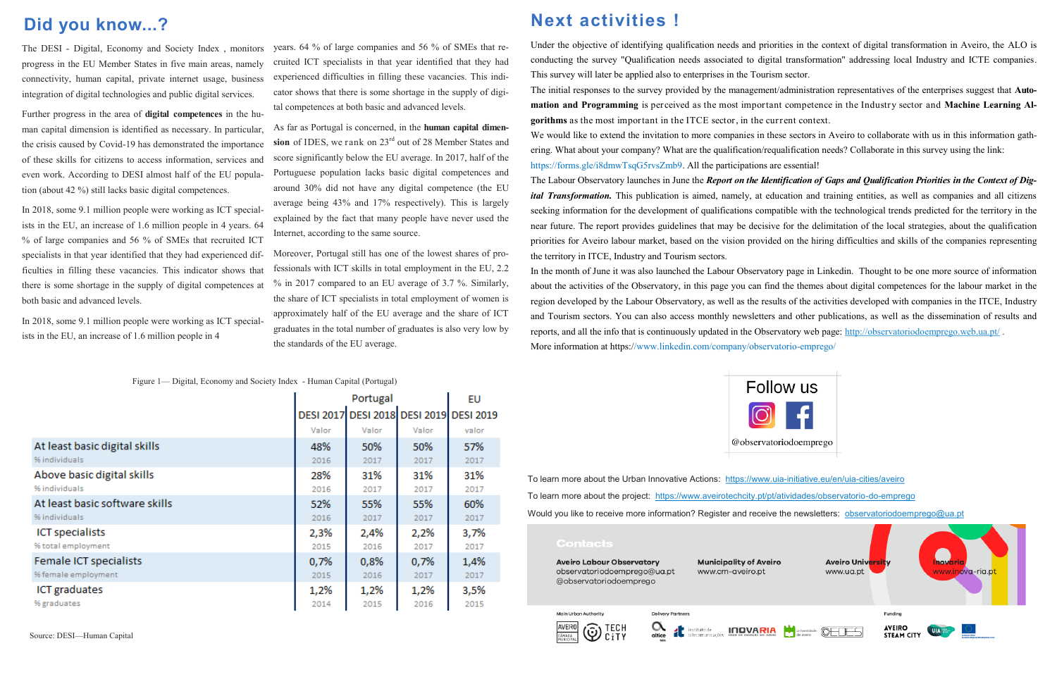## Did you know...?

The DESI - Digital, Economy and Society Index , monitors progress in the EU Member States in five main areas, namely connectivity, human capital, private internet usage, business integration of digital technologies and public digital services.

Further progress in the area of **digital competences** in the human capital dimension is identified as necessary. In particular, the crisis caused by Covid-19 has demonstrated the importance of these skills for citizens to access information, services and even work. According to DESI almost half of the EU population (about 42 %) still lacks basic digital competences.

In 2018, some 9.1 million people were working as ICT specialists in the EU, an increase of 1.6 million people in 4 years. 64 % of large companies and 56 % of SMEs that recruited ICT specialists in that year identified that they had experienced difficulties in filling these vacancies. This indicator shows that there is some shortage in the supply of digital competences at both basic and advanced levels.

In 2018, some 9.1 million people were working as ICT specialists in the EU, an increase of 1.6 million people in 4 years. 64 % of large companies and 56 % of SMEs that recruited ICT specialists in that year identified that they had experienced difficulties in filling these vacancies. This indicator shows that there is some shortage in the supply of digital competences at both basic and advanced levels.

As far as Portugal is concerned, in the **human capital dimension** of IDES, we rank 23rd out of 28 Member States and we score significantly below the EU average. In 2017, half of the Portuguese population lacks basic digital competences and around 30% did not have any digital competence (the EU average being 43% and 17% respectively). This is largely explained by the fact that many people have never used the Internet, according to the same source.

Moreover, Portugal still has one of the lowest shares of professionals with ICT skills in total employment in the EU, 2.2 % in 2017 compared to an EU average of 3.7 %. Similarly, the share of ICT specialists in total employment of women is approximately half of the EU average and the share of ICT graduates in the total number of graduates is also very low by the standards of the EU average.

Figure 1— Digital, Economy and Society Index - Human Capital (Portugal)

| | Portugal | | | EU |
|---|---|---|---|---|
| | DESI 2017 | DESI 2018 | DESI 2019 | DESI 2019 |
| | Valor | Valor | Valor | valor |
| At least basic digital skills<br>% individuals | 48%<br>2016 | 50%<br>2017 | 50%<br>2017 | 57%<br>2017 |
| Above basic digital skills<br>% individuals | 28%<br>2016 | 31%<br>2017 | 31%<br>2017 | 31%<br>2017 |
| At least basic software skills<br>% individuals | 52%<br>2016 | 55%<br>2017 | 55%<br>2017 | 60%<br>2017 |
| ICT specialists<br>% total employment | 2,3%<br>2015 | 2,4%<br>2016 | 2,2%<br>2017 | 3,7%<br>2017 |
| Female ICT specialists<br>% female employment | 0,7%<br>2015 | 0,8%<br>2016 | 0,7%<br>2017 | 1,4%<br>2017 |
| ICT graduates<br>% graduates | 1,2%<br>2014 | 1,2%<br>2015 | 1,2%<br>2016 | 3,5%<br>2015 |

Source: DESI—Human Capital

## Next activities !

Under the objective of identifying qualification needs and priorities in the context of digital transformation in Aveiro, the ALO is conducting the survey "Qualification needs associated to digital transformation" addressing local Industry and ICTE companies. This survey will later be applied also to enterprises in the Tourism sector.

The initial responses to the survey provided by the management/administration representatives of the enterprises suggest that **Automation and Programming** is perceived as the most important competence in the Industry sector and **Machine Learning Algorithms** as the most important in the ITCE sector, in the current context.

We would like to extend the invitation to more companies in these sectors in Aveiro to collaborate with us in this information gathering. What about your company? What are the qualification/requalification needs? Collaborate in this survey using the link: https://forms.gle/i8dmwTsqG5rvsZmb9. All the participations are essential!

The Labour Observatory launches in June the ***Report on the Identification of Gaps and Qualification Priorities in the Context of Digital Transformation.*** This publication is aimed, namely, at education and training entities, as well as companies and all citizens seeking information for the development of qualifications compatible with the technological trends predicted for the territory in the near future. The report provides guidelines that may be decisive for the delimitation of the local strategies, about the qualification priorities for Aveiro labour market, based on the vision provided on the hiring difficulties and skills of the companies representing the territory in ITCE, Industry and Tourism sectors.

In the month of June it was also launched the Labour Observatory page in Linkedin. Thought to be one more source of information about the activities of the Observatory, in this page you can find the themes about digital competences for the labour market in the region developed by the Labour Observatory, as well as the results of the activities developed with companies in the ITCE, Industry and Tourism sectors. You can also access monthly newsletters and other publications, as well as the dissemination of results and reports, and all the info that is continuously updated in the Observatory web page: http://observatoriodoemprego.web.ua.pt/ .
More information at https://www.linkedin.com/company/observatorio-emprego/

Follow us

@observatoriodoemprego

To learn more about the Urban Innovative Actions: https://www.uia-initiative.eu/en/uia-cities/aveiro

To learn more about the project: https://www.aveirotechcity.pt/pt/atividades/observatorio-do-emprego

Would you like to receive more information? Register and receive the newsletters: observatoriodoemprego@ua.pt

**Contacts**

**Aveiro Labour Observatory**
observatoriodoemprego@ua.pt
@observatoriodoemprego

**Municipality of Aveiro**
www.cm-aveiro.pt

**Aveiro University**
www.ua.pt

**Inovaria**
www.inova-ria.pt

Main Urban Authority — Delivery Partners — Funding